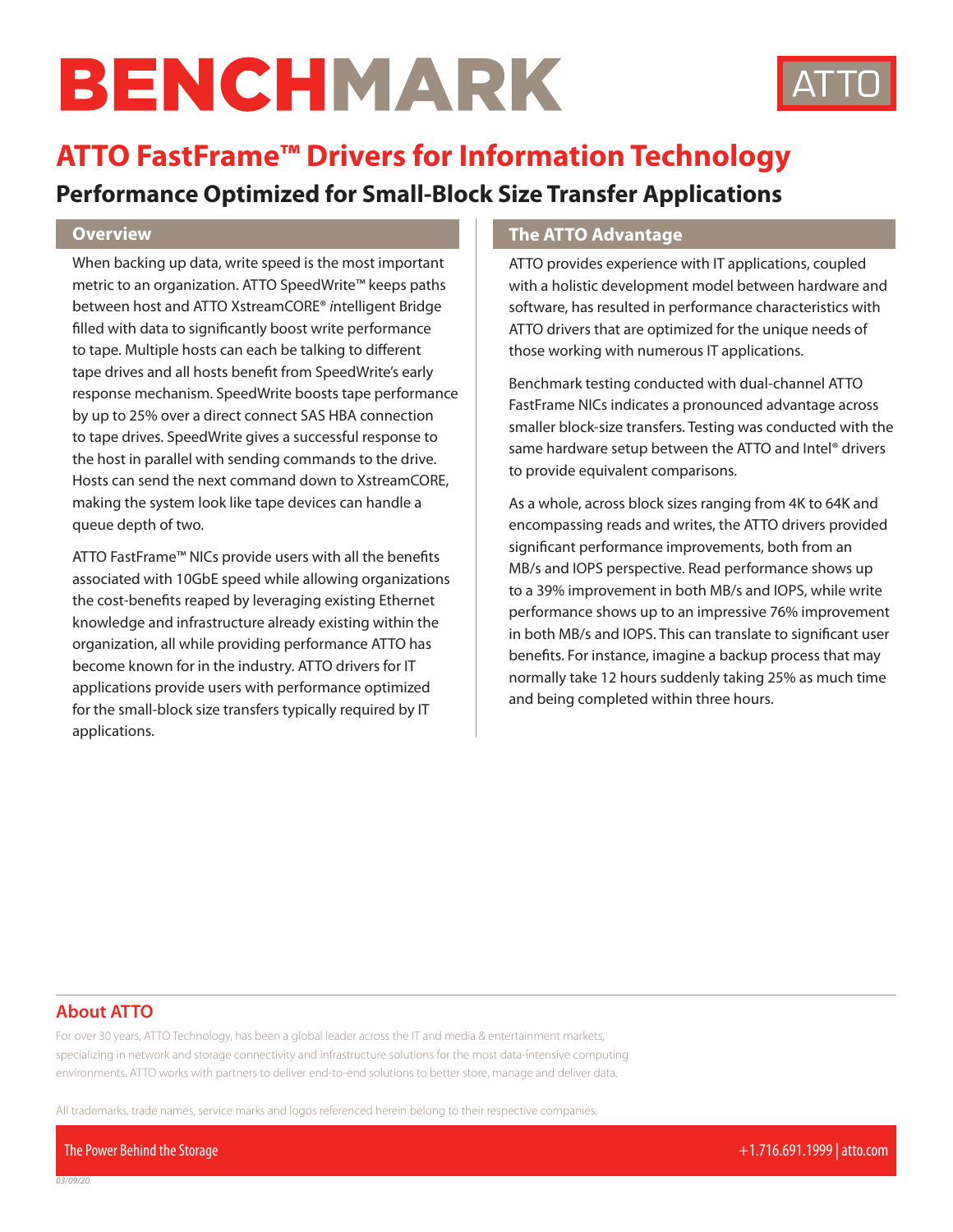# BENCHMARK

ATTO

## ATTO FastFrame™ Drivers for Information Technology

### Performance Optimized for Small-Block Size Transfer Applications

#### Overview

When backing up data, write speed is the most important metric to an organization. ATTO SpeedWrite™ keeps paths between host and ATTO XstreamCORE® *i*ntelligent Bridge filled with data to significantly boost write performance to tape. Multiple hosts can each be talking to different tape drives and all hosts benefit from SpeedWrite's early response mechanism. SpeedWrite boosts tape performance by up to 25% over a direct connect SAS HBA connection to tape drives. SpeedWrite gives a successful response to the host in parallel with sending commands to the drive. Hosts can send the next command down to XstreamCORE, making the system look like tape devices can handle a queue depth of two.

ATTO FastFrame™ NICs provide users with all the benefits associated with 10GbE speed while allowing organizations the cost-benefits reaped by leveraging existing Ethernet knowledge and infrastructure already existing within the organization, all while providing performance ATTO has become known for in the industry. ATTO drivers for IT applications provide users with performance optimized for the small-block size transfers typically required by IT applications.

#### The ATTO Advantage

ATTO provides experience with IT applications, coupled with a holistic development model between hardware and software, has resulted in performance characteristics with ATTO drivers that are optimized for the unique needs of those working with numerous IT applications.

Benchmark testing conducted with dual-channel ATTO FastFrame NICs indicates a pronounced advantage across smaller block-size transfers. Testing was conducted with the same hardware setup between the ATTO and Intel® drivers to provide equivalent comparisons.

As a whole, across block sizes ranging from 4K to 64K and encompassing reads and writes, the ATTO drivers provided significant performance improvements, both from an MB/s and IOPS perspective. Read performance shows up to a 39% improvement in both MB/s and IOPS, while write performance shows up to an impressive 76% improvement in both MB/s and IOPS. This can translate to significant user benefits. For instance, imagine a backup process that may normally take 12 hours suddenly taking 25% as much time and being completed within three hours.

#### About ATTO

For over 30 years, ATTO Technology, has been a global leader across the IT and media & entertainment markets, specializing in network and storage connectivity and infrastructure solutions for the most data-intensive computing environments. ATTO works with partners to deliver end-to-end solutions to better store, manage and deliver data.

All trademarks, trade names, service marks and logos referenced herein belong to their respective companies.

The Power Behind the Storage

+1.716.691.1999 | atto.com

03/09/20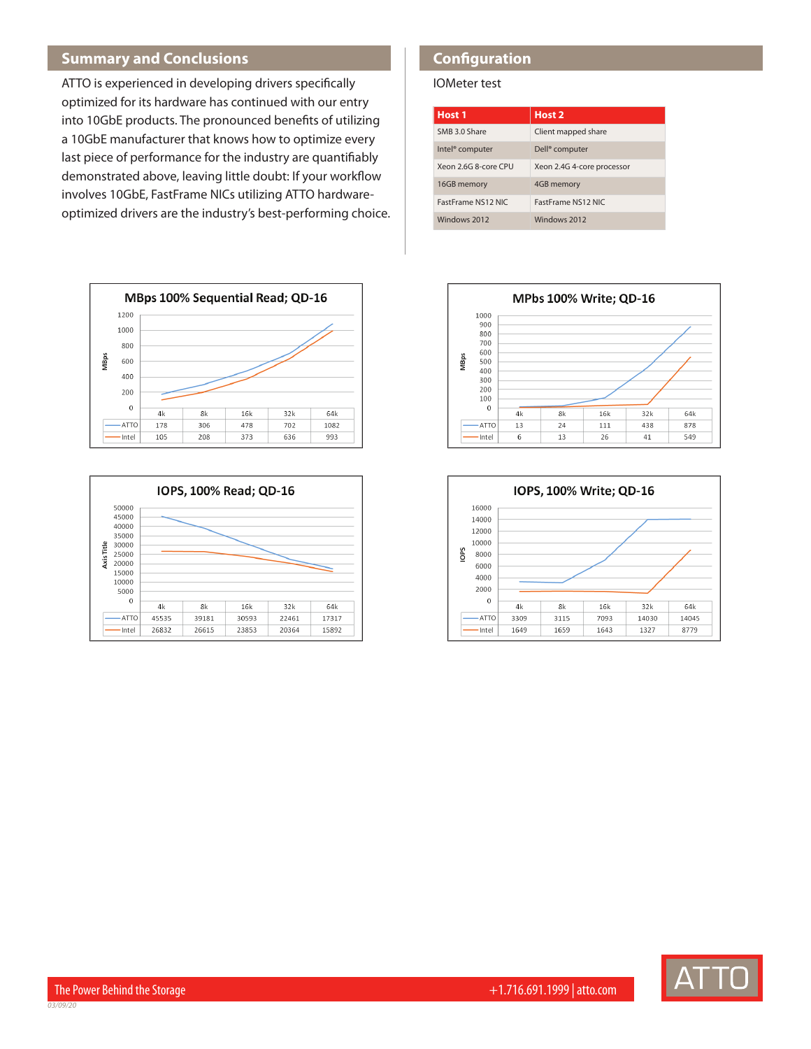## Summary and Conclusions

ATTO is experienced in developing drivers specifically optimized for its hardware has continued with our entry into 10GbE products. The pronounced benefits of utilizing a 10GbE manufacturer that knows how to optimize every last piece of performance for the industry are quantifiably demonstrated above, leaving little doubt: If your workflow involves 10GbE, FastFrame NICs utilizing ATTO hardware-optimized drivers are the industry's best-performing choice.

## Configuration

IOMeter test

| Host 1 | Host 2 |
|---|---|
| SMB 3.0 Share | Client mapped share |
| Intel® computer | Dell® computer |
| Xeon 2.6G 8-core CPU | Xeon 2.4G 4-core processor |
| 16GB memory | 4GB memory |
| FastFrame NS12 NIC | FastFrame NS12 NIC |
| Windows 2012 | Windows 2012 |

MBps 100% Sequential Read; QD-16

MBps

1200
1000
800
600
400
200
0

4k 8k 16k 32k 64k

ATTO 178 306 478 702 1082

Intel 105 208 373 636 993

MPbs 100% Write; QD-16

MBps

1000
900
800
700
600
500
400
300
200
100
0

4k 8k 16k 32k 64k

ATTO 13 24 111 438 878

Intel 6 13 26 41 549

IOPS, 100% Read; QD-16

Axis Title

50000
45000
40000
35000
30000
25000
20000
15000
10000
5000
0

4k 8k 16k 32k 64k

ATTO 45535 39181 30593 22461 17317

Intel 26832 26615 23853 20364 15892

IOPS, 100% Write; QD-16

IOPS

16000
14000
12000
10000
8000
6000
4000
2000
0

4k 8k 16k 32k 64k

ATTO 3309 3115 7093 14030 14045

Intel 1649 1659 1643 1327 8779

The Power Behind the Storage

+1.716.691.1999 | atto.com

ATTO

03/09/20